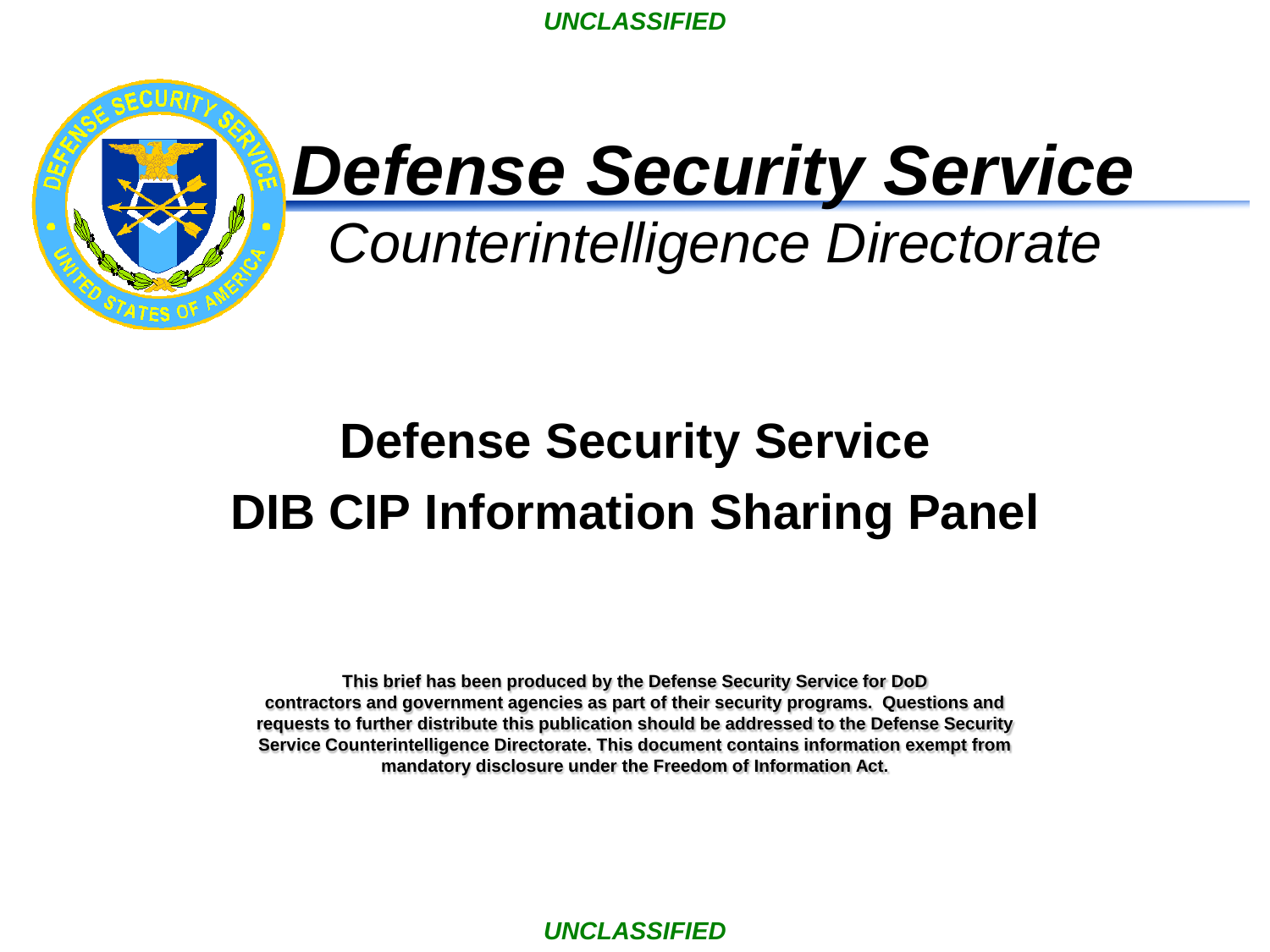UNCLASSIFIED

# *Defense Security Service*

*Counterintelligence Directorate*

## Defense Security Service
## DIB CIP Information Sharing Panel

**This brief has been produced by the Defense Security Service for DoD contractors and government agencies as part of their security programs. Questions and requests to further distribute this publication should be addressed to the Defense Security Service Counterintelligence Directorate. This document contains information exempt from mandatory disclosure under the Freedom of Information Act.**

UNCLASSIFIED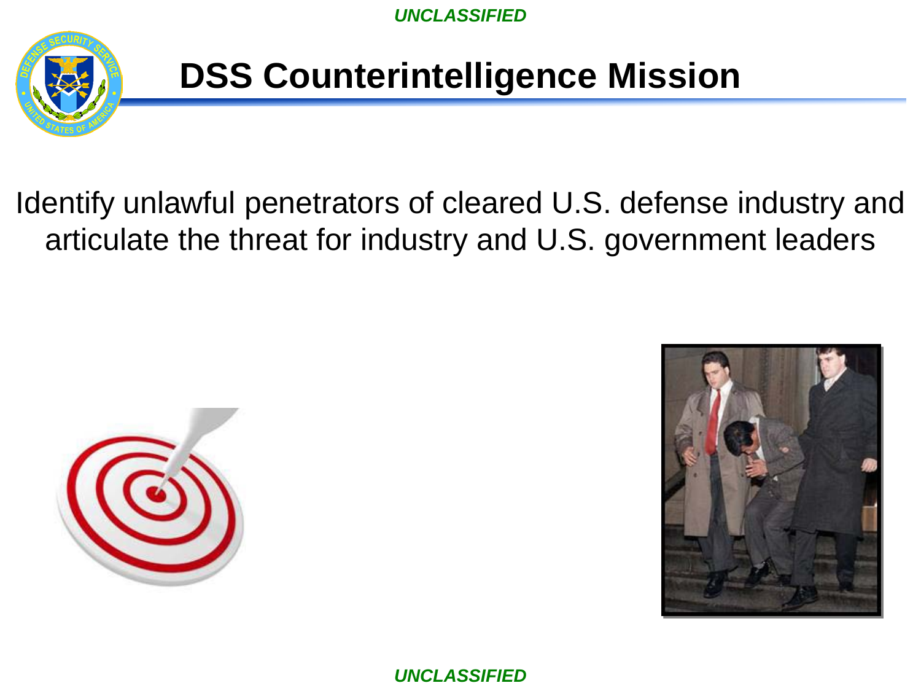# DSS Counterintelligence Mission

Identify unlawful penetrators of cleared U.S. defense industry and articulate the threat for industry and U.S. government leaders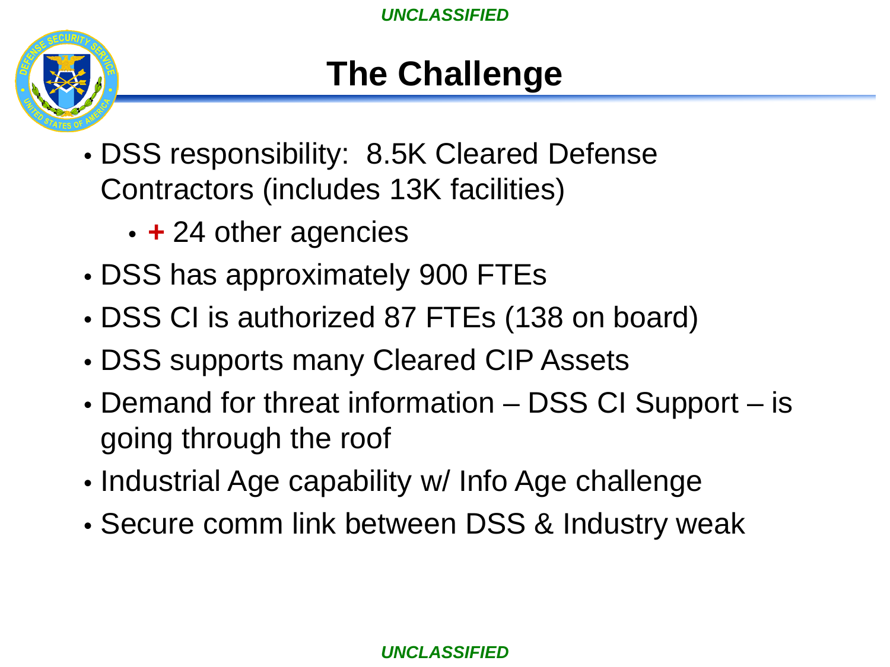# The Challenge

- DSS responsibility: 8.5K Cleared Defense Contractors (includes 13K facilities)
  - + 24 other agencies
- DSS has approximately 900 FTEs
- DSS CI is authorized 87 FTEs (138 on board)
- DSS supports many Cleared CIP Assets
- Demand for threat information – DSS CI Support – is going through the roof
- Industrial Age capability w/ Info Age challenge
- Secure comm link between DSS & Industry weak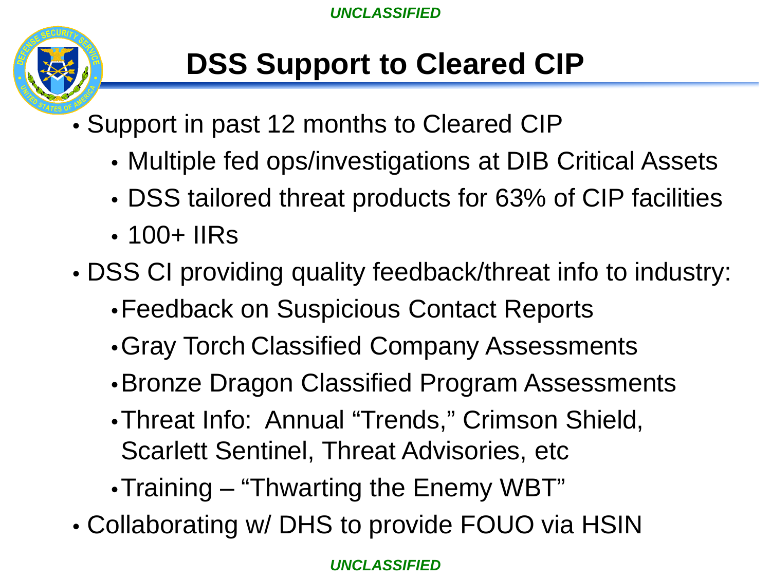# DSS Support to Cleared CIP

- Support in past 12 months to Cleared CIP
  - Multiple fed ops/investigations at DIB Critical Assets
  - DSS tailored threat products for 63% of CIP facilities
  - 100+ IIRs
- DSS CI providing quality feedback/threat info to industry:
  - Feedback on Suspicious Contact Reports
  - Gray Torch Classified Company Assessments
  - Bronze Dragon Classified Program Assessments
  - Threat Info: Annual "Trends," Crimson Shield, Scarlett Sentinel, Threat Advisories, etc
  - Training – "Thwarting the Enemy WBT"
- Collaborating w/ DHS to provide FOUO via HSIN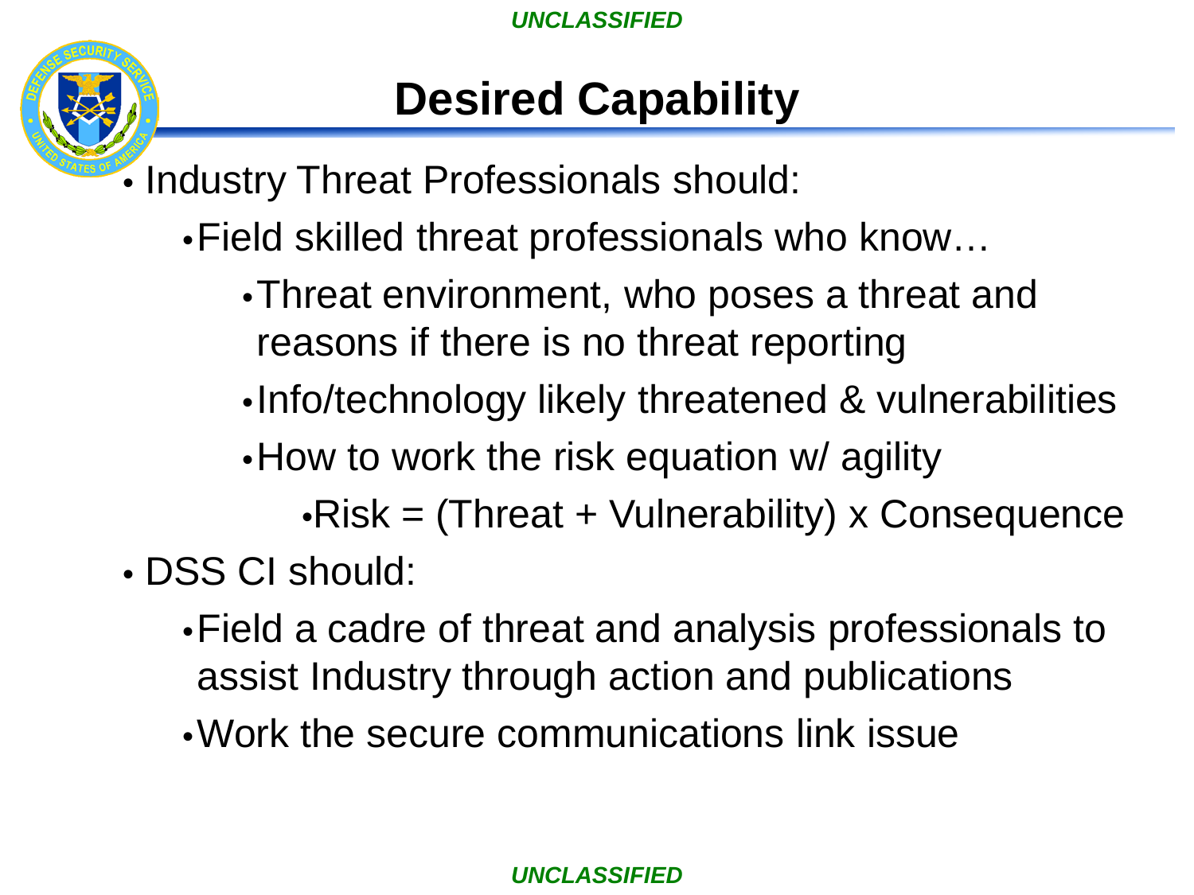# Desired Capability

- Industry Threat Professionals should:
  - Field skilled threat professionals who know…
    - Threat environment, who poses a threat and reasons if there is no threat reporting
    - Info/technology likely threatened & vulnerabilities
    - How to work the risk equation w/ agility
      - Risk = (Threat + Vulnerability) x Consequence
- DSS CI should:
  - Field a cadre of threat and analysis professionals to assist Industry through action and publications
  - Work the secure communications link issue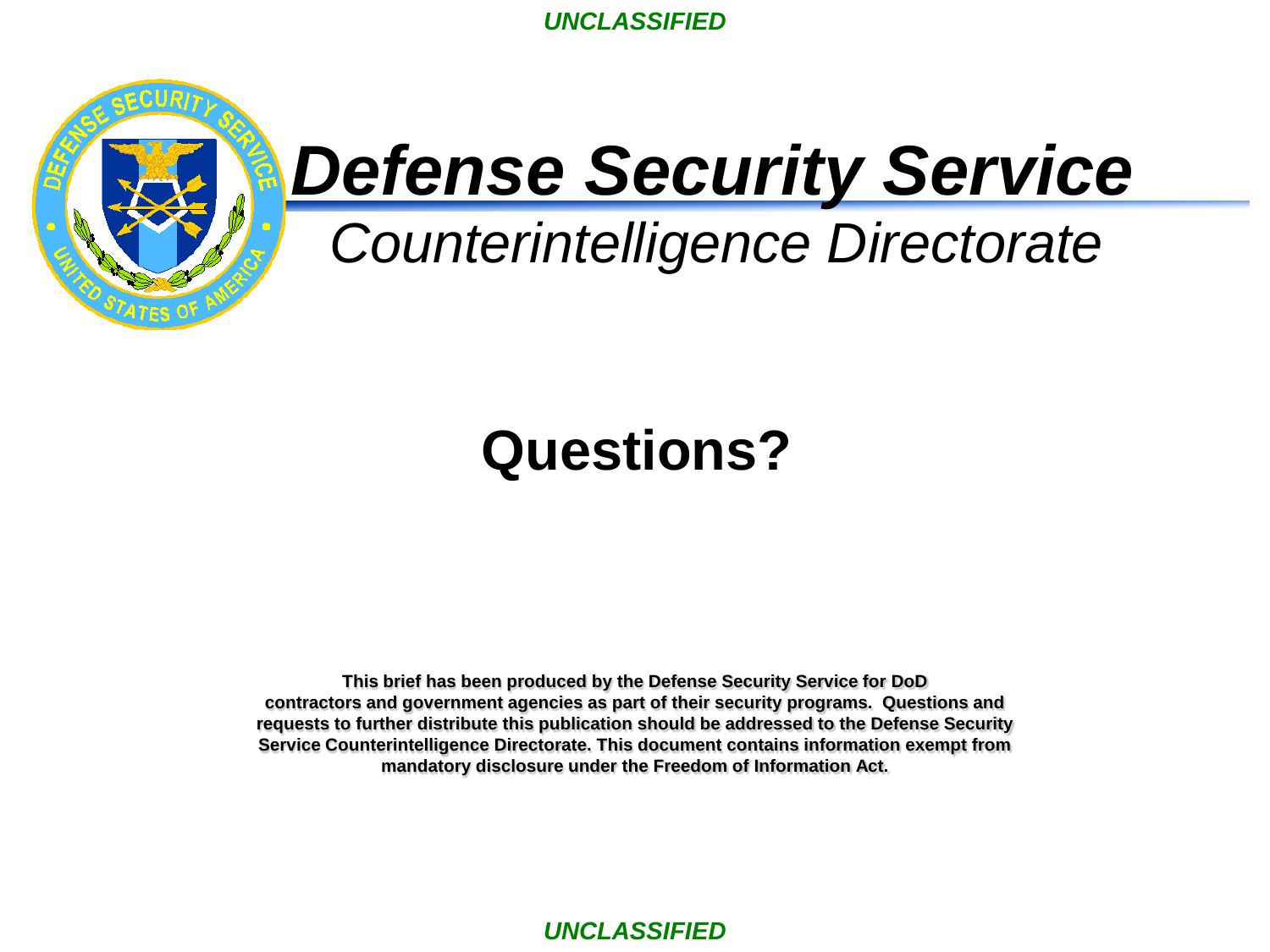# Defense Security Service

## *Counterintelligence Directorate*

# Questions?

**This brief has been produced by the Defense Security Service for DoD contractors and government agencies as part of their security programs. Questions and requests to further distribute this publication should be addressed to the Defense Security Service Counterintelligence Directorate. This document contains information exempt from mandatory disclosure under the Freedom of Information Act.**